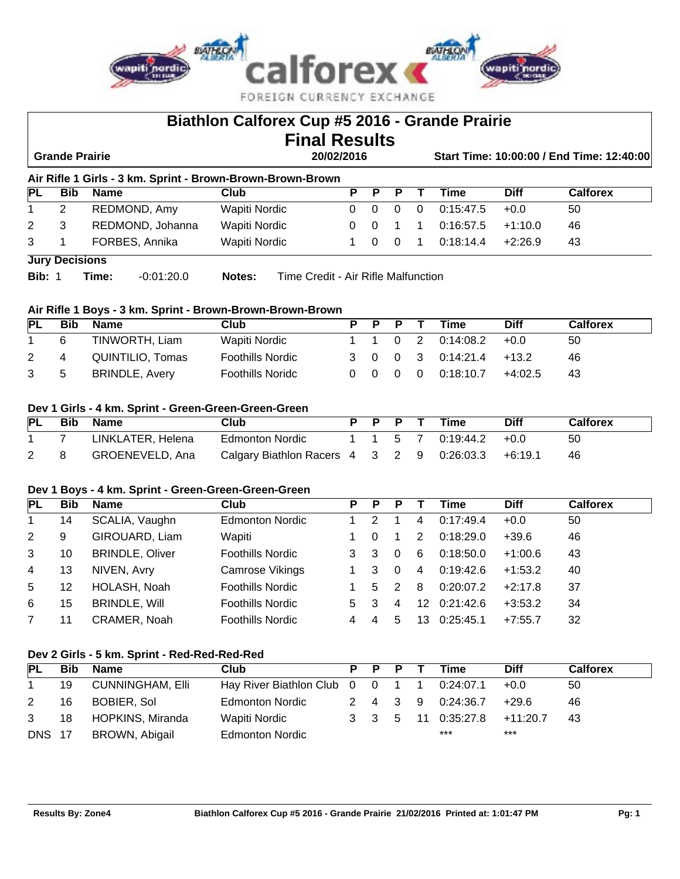# Biathlon Calforex Cup #5 2016 - Grande Prairie

## Final Results

**Grande Prairie** **20/02/2016** **Start Time: 10:00:00 / End Time: 12:40:00**

### Air Rifle 1 Girls - 3 km. Sprint - Brown-Brown-Brown-Brown

| PL | Bib | Name | Club | P | P | P | T | Time | Diff | Calforex |
|---|---|---|---|---|---|---|---|---|---|---|
| 1 | 2 | REDMOND, Amy | Wapiti Nordic | 0 | 0 | 0 | 0 | 0:15:47.5 | +0.0 | 50 |
| 2 | 3 | REDMOND, Johanna | Wapiti Nordic | 0 | 0 | 1 | 1 | 0:16:57.5 | +1:10.0 | 46 |
| 3 | 1 | FORBES, Annika | Wapiti Nordic | 1 | 0 | 0 | 1 | 0:18:14.4 | +2:26.9 | 43 |

**Jury Decisions**

**Bib:** 1 **Time:** -0:01:20.0 **Notes:** Time Credit - Air Rifle Malfunction

### Air Rifle 1 Boys - 3 km. Sprint - Brown-Brown-Brown-Brown

| PL | Bib | Name | Club | P | P | P | T | Time | Diff | Calforex |
|---|---|---|---|---|---|---|---|---|---|---|
| 1 | 6 | TINWORTH, Liam | Wapiti Nordic | 1 | 1 | 0 | 2 | 0:14:08.2 | +0.0 | 50 |
| 2 | 4 | QUINTILIO, Tomas | Foothills Nordic | 3 | 0 | 0 | 3 | 0:14:21.4 | +13.2 | 46 |
| 3 | 5 | BRINDLE, Avery | Foothills Noridc | 0 | 0 | 0 | 0 | 0:18:10.7 | +4:02.5 | 43 |

### Dev 1 Girls - 4 km. Sprint - Green-Green-Green-Green

| PL | Bib | Name | Club | P | P | P | T | Time | Diff | Calforex |
|---|---|---|---|---|---|---|---|---|---|---|
| 1 | 7 | LINKLATER, Helena | Edmonton Nordic | 1 | 1 | 5 | 7 | 0:19:44.2 | +0.0 | 50 |
| 2 | 8 | GROENEVELD, Ana | Calgary Biathlon Racers | 4 | 3 | 2 | 9 | 0:26:03.3 | +6:19.1 | 46 |

### Dev 1 Boys - 4 km. Sprint - Green-Green-Green-Green

| PL | Bib | Name | Club | P | P | P | T | Time | Diff | Calforex |
|---|---|---|---|---|---|---|---|---|---|---|
| 1 | 14 | SCALIA, Vaughn | Edmonton Nordic | 1 | 2 | 1 | 4 | 0:17:49.4 | +0.0 | 50 |
| 2 | 9 | GIROUARD, Liam | Wapiti | 1 | 0 | 1 | 2 | 0:18:29.0 | +39.6 | 46 |
| 3 | 10 | BRINDLE, Oliver | Foothills Nordic | 3 | 3 | 0 | 6 | 0:18:50.0 | +1:00.6 | 43 |
| 4 | 13 | NIVEN, Avry | Camrose Vikings | 1 | 3 | 0 | 4 | 0:19:42.6 | +1:53.2 | 40 |
| 5 | 12 | HOLASH, Noah | Foothills Nordic | 1 | 5 | 2 | 8 | 0:20:07.2 | +2:17.8 | 37 |
| 6 | 15 | BRINDLE, Will | Foothills Nordic | 5 | 3 | 4 | 12 | 0:21:42.6 | +3:53.2 | 34 |
| 7 | 11 | CRAMER, Noah | Foothills Nordic | 4 | 4 | 5 | 13 | 0:25:45.1 | +7:55.7 | 32 |

### Dev 2 Girls - 5 km. Sprint - Red-Red-Red-Red

| PL | Bib | Name | Club | P | P | P | T | Time | Diff | Calforex |
|---|---|---|---|---|---|---|---|---|---|---|
| 1 | 19 | CUNNINGHAM, Elli | Hay River Biathlon Club | 0 | 0 | 1 | 1 | 0:24:07.1 | +0.0 | 50 |
| 2 | 16 | BOBIER, Sol | Edmonton Nordic | 2 | 4 | 3 | 9 | 0:24:36.7 | +29.6 | 46 |
| 3 | 18 | HOPKINS, Miranda | Wapiti Nordic | 3 | 3 | 5 | 11 | 0:35:27.8 | +11:20.7 | 43 |
| DNS | 17 | BROWN, Abigail | Edmonton Nordic | | | | | *** | *** | |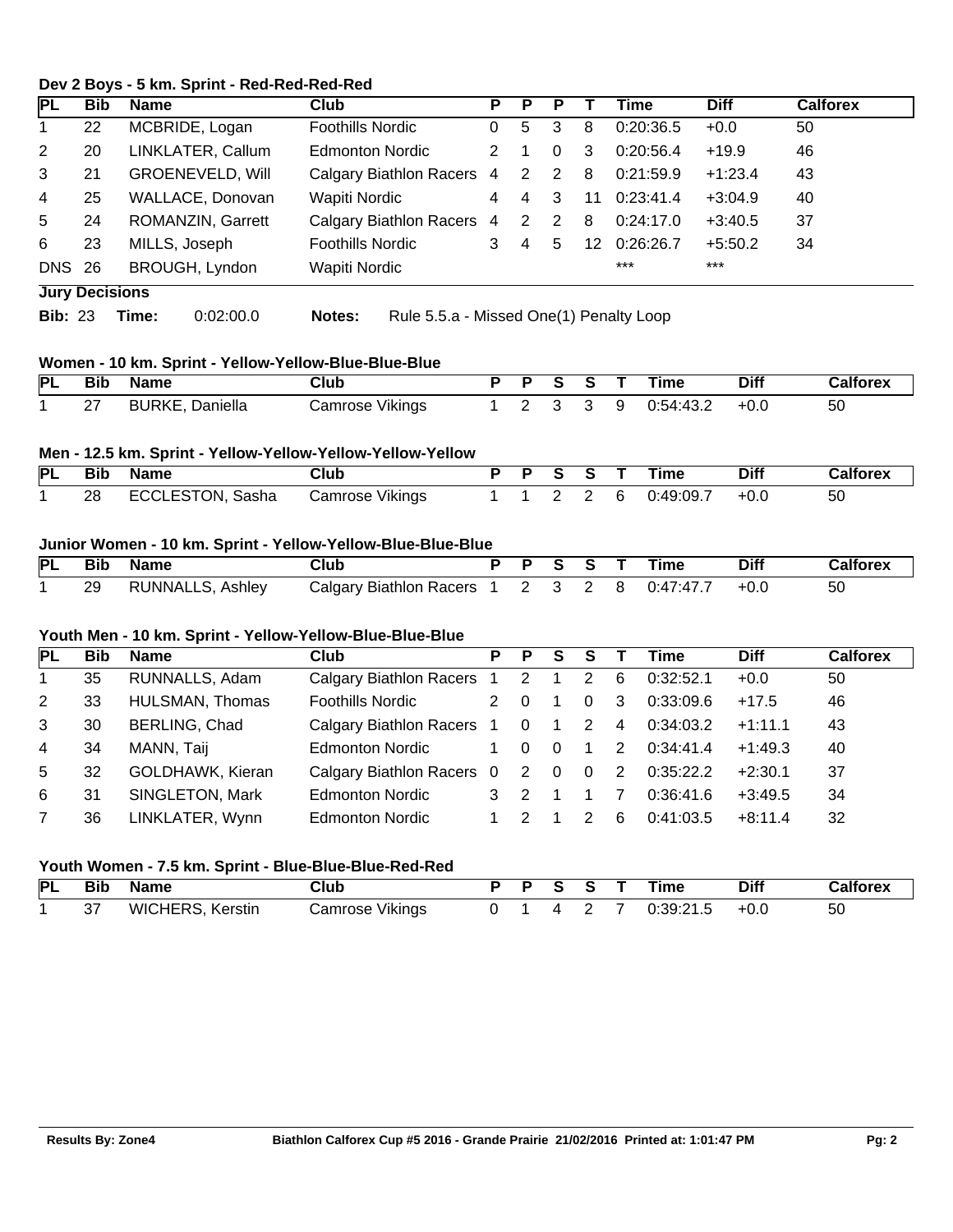### Dev 2 Boys - 5 km. Sprint - Red-Red-Red-Red

| PL | Bib | Name | Club | P | P | P | T | Time | Diff | Calforex |
|---|---|---|---|---|---|---|---|---|---|---|
| 1 | 22 | MCBRIDE, Logan | Foothills Nordic | 0 | 5 | 3 | 8 | 0:20:36.5 | +0.0 | 50 |
| 2 | 20 | LINKLATER, Callum | Edmonton Nordic | 2 | 1 | 0 | 3 | 0:20:56.4 | +19.9 | 46 |
| 3 | 21 | GROENEVELD, Will | Calgary Biathlon Racers | 4 | 2 | 2 | 8 | 0:21:59.9 | +1:23.4 | 43 |
| 4 | 25 | WALLACE, Donovan | Wapiti Nordic | 4 | 4 | 3 | 11 | 0:23:41.4 | +3:04.9 | 40 |
| 5 | 24 | ROMANZIN, Garrett | Calgary Biathlon Racers | 4 | 2 | 2 | 8 | 0:24:17.0 | +3:40.5 | 37 |
| 6 | 23 | MILLS, Joseph | Foothills Nordic | 3 | 4 | 5 | 12 | 0:26:26.7 | +5:50.2 | 34 |
| DNS | 26 | BROUGH, Lyndon | Wapiti Nordic | | | | | *** | *** | |

**Jury Decisions**

**Bib:** 23 **Time:** 0:02:00.0 **Notes:** Rule 5.5.a - Missed One(1) Penalty Loop

### Women - 10 km. Sprint - Yellow-Yellow-Blue-Blue-Blue

| PL | Bib | Name | Club | P | P | S | S | T | Time | Diff | Calforex |
|---|---|---|---|---|---|---|---|---|---|---|---|
| 1 | 27 | BURKE, Daniella | Camrose Vikings | 1 | 2 | 3 | 3 | 9 | 0:54:43.2 | +0.0 | 50 |

### Men - 12.5 km. Sprint - Yellow-Yellow-Yellow-Yellow-Yellow

| PL | Bib | Name | Club | P | P | S | S | T | Time | Diff | Calforex |
|---|---|---|---|---|---|---|---|---|---|---|---|
| 1 | 28 | ECCLESTON, Sasha | Camrose Vikings | 1 | 1 | 2 | 2 | 6 | 0:49:09.7 | +0.0 | 50 |

### Junior Women - 10 km. Sprint - Yellow-Yellow-Blue-Blue-Blue

| PL | Bib | Name | Club | P | P | S | S | T | Time | Diff | Calforex |
|---|---|---|---|---|---|---|---|---|---|---|---|
| 1 | 29 | RUNNALLS, Ashley | Calgary Biathlon Racers | 1 | 2 | 3 | 2 | 8 | 0:47:47.7 | +0.0 | 50 |

### Youth Men - 10 km. Sprint - Yellow-Yellow-Blue-Blue-Blue

| PL | Bib | Name | Club | P | P | S | S | T | Time | Diff | Calforex |
|---|---|---|---|---|---|---|---|---|---|---|---|
| 1 | 35 | RUNNALLS, Adam | Calgary Biathlon Racers | 1 | 2 | 1 | 2 | 6 | 0:32:52.1 | +0.0 | 50 |
| 2 | 33 | HULSMAN, Thomas | Foothills Nordic | 2 | 0 | 1 | 0 | 3 | 0:33:09.6 | +17.5 | 46 |
| 3 | 30 | BERLING, Chad | Calgary Biathlon Racers | 1 | 0 | 1 | 2 | 4 | 0:34:03.2 | +1:11.1 | 43 |
| 4 | 34 | MANN, Taij | Edmonton Nordic | 1 | 0 | 0 | 1 | 2 | 0:34:41.4 | +1:49.3 | 40 |
| 5 | 32 | GOLDHAWK, Kieran | Calgary Biathlon Racers | 0 | 2 | 0 | 0 | 2 | 0:35:22.2 | +2:30.1 | 37 |
| 6 | 31 | SINGLETON, Mark | Edmonton Nordic | 3 | 2 | 1 | 1 | 7 | 0:36:41.6 | +3:49.5 | 34 |
| 7 | 36 | LINKLATER, Wynn | Edmonton Nordic | 1 | 2 | 1 | 2 | 6 | 0:41:03.5 | +8:11.4 | 32 |

### Youth Women - 7.5 km. Sprint - Blue-Blue-Blue-Red-Red

| PL | Bib | Name | Club | P | P | S | S | T | Time | Diff | Calforex |
|---|---|---|---|---|---|---|---|---|---|---|---|
| 1 | 37 | WICHERS, Kerstin | Camrose Vikings | 0 | 1 | 4 | 2 | 7 | 0:39:21.5 | +0.0 | 50 |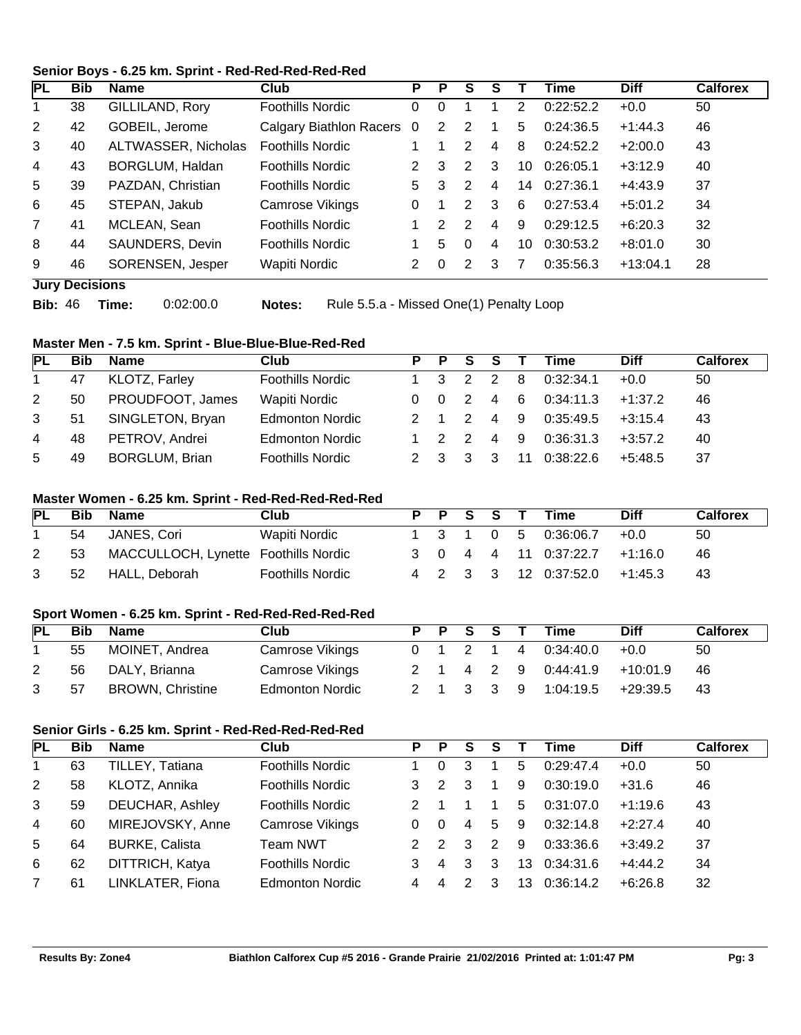### Senior Boys - 6.25 km. Sprint - Red-Red-Red-Red-Red

| PL | Bib | Name | Club | P | P | S | S | T | Time | Diff | Calforex |
|---|---|---|---|---|---|---|---|---|---|---|---|
| 1 | 38 | GILLILAND, Rory | Foothills Nordic | 0 | 0 | 1 | 1 | 2 | 0:22:52.2 | +0.0 | 50 |
| 2 | 42 | GOBEIL, Jerome | Calgary Biathlon Racers | 0 | 2 | 2 | 1 | 5 | 0:24:36.5 | +1:44.3 | 46 |
| 3 | 40 | ALTWASSER, Nicholas | Foothills Nordic | 1 | 1 | 2 | 4 | 8 | 0:24:52.2 | +2:00.0 | 43 |
| 4 | 43 | BORGLUM, Haldan | Foothills Nordic | 2 | 3 | 2 | 3 | 10 | 0:26:05.1 | +3:12.9 | 40 |
| 5 | 39 | PAZDAN, Christian | Foothills Nordic | 5 | 3 | 2 | 4 | 14 | 0:27:36.1 | +4:43.9 | 37 |
| 6 | 45 | STEPAN, Jakub | Camrose Vikings | 0 | 1 | 2 | 3 | 6 | 0:27:53.4 | +5:01.2 | 34 |
| 7 | 41 | MCLEAN, Sean | Foothills Nordic | 1 | 2 | 2 | 4 | 9 | 0:29:12.5 | +6:20.3 | 32 |
| 8 | 44 | SAUNDERS, Devin | Foothills Nordic | 1 | 5 | 0 | 4 | 10 | 0:30:53.2 | +8:01.0 | 30 |
| 9 | 46 | SORENSEN, Jesper | Wapiti Nordic | 2 | 0 | 2 | 3 | 7 | 0:35:56.3 | +13:04.1 | 28 |

**Jury Decisions**

**Bib:** 46 **Time:** 0:02:00.0 **Notes:** Rule 5.5.a - Missed One(1) Penalty Loop

### Master Men - 7.5 km. Sprint - Blue-Blue-Blue-Red-Red

| PL | Bib | Name | Club | P | P | S | S | T | Time | Diff | Calforex |
|---|---|---|---|---|---|---|---|---|---|---|---|
| 1 | 47 | KLOTZ, Farley | Foothills Nordic | 1 | 3 | 2 | 2 | 8 | 0:32:34.1 | +0.0 | 50 |
| 2 | 50 | PROUDFOOT, James | Wapiti Nordic | 0 | 0 | 2 | 4 | 6 | 0:34:11.3 | +1:37.2 | 46 |
| 3 | 51 | SINGLETON, Bryan | Edmonton Nordic | 2 | 1 | 2 | 4 | 9 | 0:35:49.5 | +3:15.4 | 43 |
| 4 | 48 | PETROV, Andrei | Edmonton Nordic | 1 | 2 | 2 | 4 | 9 | 0:36:31.3 | +3:57.2 | 40 |
| 5 | 49 | BORGLUM, Brian | Foothills Nordic | 2 | 3 | 3 | 3 | 11 | 0:38:22.6 | +5:48.5 | 37 |

### Master Women - 6.25 km. Sprint - Red-Red-Red-Red-Red

| PL | Bib | Name | Club | P | P | S | S | T | Time | Diff | Calforex |
|---|---|---|---|---|---|---|---|---|---|---|---|
| 1 | 54 | JANES, Cori | Wapiti Nordic | 1 | 3 | 1 | 0 | 5 | 0:36:06.7 | +0.0 | 50 |
| 2 | 53 | MACCULLOCH, Lynette | Foothills Nordic | 3 | 0 | 4 | 4 | 11 | 0:37:22.7 | +1:16.0 | 46 |
| 3 | 52 | HALL, Deborah | Foothills Nordic | 4 | 2 | 3 | 3 | 12 | 0:37:52.0 | +1:45.3 | 43 |

### Sport Women - 6.25 km. Sprint - Red-Red-Red-Red-Red

| PL | Bib | Name | Club | P | P | S | S | T | Time | Diff | Calforex |
|---|---|---|---|---|---|---|---|---|---|---|---|
| 1 | 55 | MOINET, Andrea | Camrose Vikings | 0 | 1 | 2 | 1 | 4 | 0:34:40.0 | +0.0 | 50 |
| 2 | 56 | DALY, Brianna | Camrose Vikings | 2 | 1 | 4 | 2 | 9 | 0:44:41.9 | +10:01.9 | 46 |
| 3 | 57 | BROWN, Christine | Edmonton Nordic | 2 | 1 | 3 | 3 | 9 | 1:04:19.5 | +29:39.5 | 43 |

### Senior Girls - 6.25 km. Sprint - Red-Red-Red-Red-Red

| PL | Bib | Name | Club | P | P | S | S | T | Time | Diff | Calforex |
|---|---|---|---|---|---|---|---|---|---|---|---|
| 1 | 63 | TILLEY, Tatiana | Foothills Nordic | 1 | 0 | 3 | 1 | 5 | 0:29:47.4 | +0.0 | 50 |
| 2 | 58 | KLOTZ, Annika | Foothills Nordic | 3 | 2 | 3 | 1 | 9 | 0:30:19.0 | +31.6 | 46 |
| 3 | 59 | DEUCHAR, Ashley | Foothills Nordic | 2 | 1 | 1 | 1 | 5 | 0:31:07.0 | +1:19.6 | 43 |
| 4 | 60 | MIREJOVSKY, Anne | Camrose Vikings | 0 | 0 | 4 | 5 | 9 | 0:32:14.8 | +2:27.4 | 40 |
| 5 | 64 | BURKE, Calista | Team NWT | 2 | 2 | 3 | 2 | 9 | 0:33:36.6 | +3:49.2 | 37 |
| 6 | 62 | DITTRICH, Katya | Foothills Nordic | 3 | 4 | 3 | 3 | 13 | 0:34:31.6 | +4:44.2 | 34 |
| 7 | 61 | LINKLATER, Fiona | Edmonton Nordic | 4 | 4 | 2 | 3 | 13 | 0:36:14.2 | +6:26.8 | 32 |